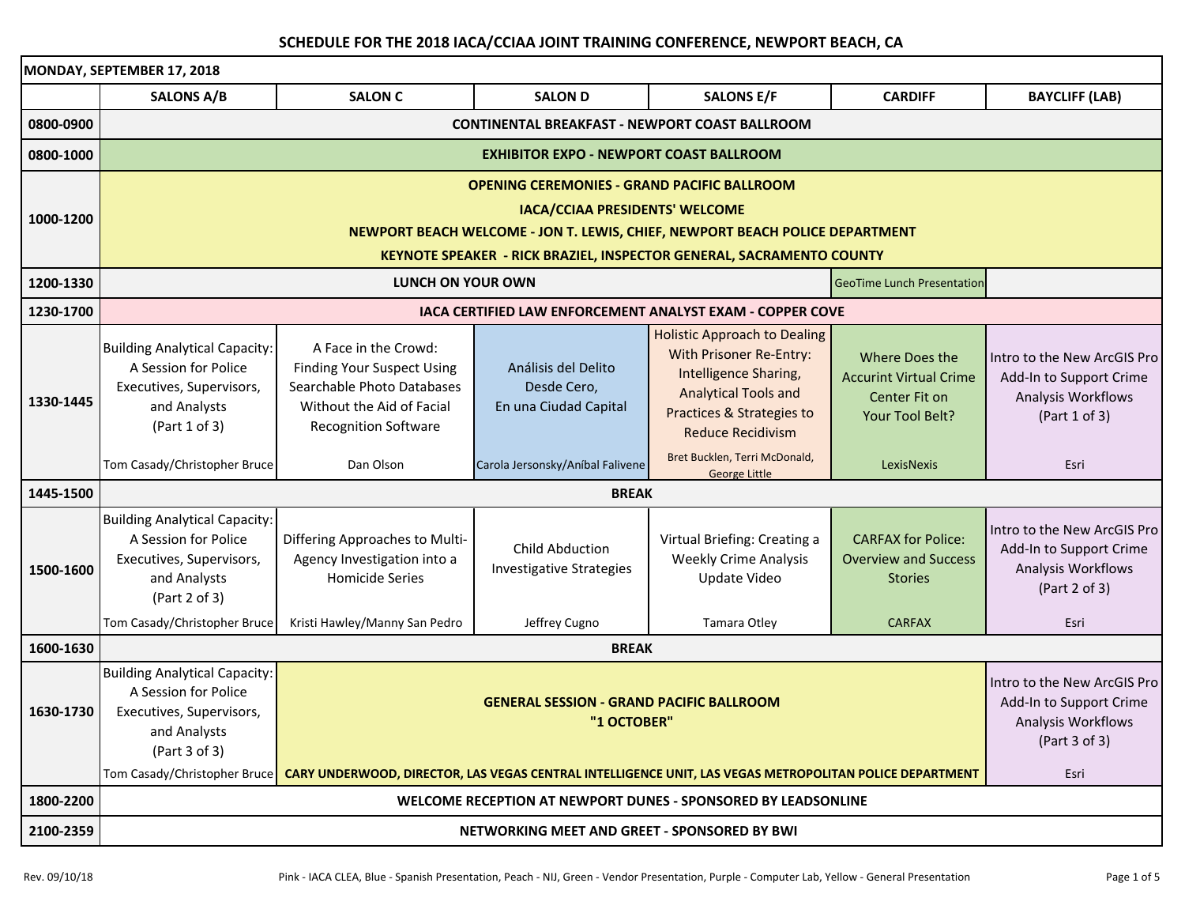# SCHEDULE FOR THE 2018 IACA/CCIAA JOINT TRAINING CONFERENCE, NEWPORT BEACH, CA

## MONDAY, SEPTEMBER 17, 2018

| | SALONS A/B | SALON C | SALON D | SALONS E/F | CARDIFF | BAYCLIFF (LAB) |
|---|---|---|---|---|---|---|
| 0800-0900 | CONTINENTAL BREAKFAST - NEWPORT COAST BALLROOM | | | | | |
| 0800-1000 | EXHIBITOR EXPO - NEWPORT COAST BALLROOM | | | | | |
| 1000-1200 | OPENING CEREMONIES - GRAND PACIFIC BALLROOM<br>IACA/CCIAA PRESIDENTS' WELCOME<br>NEWPORT BEACH WELCOME - JON T. LEWIS, CHIEF, NEWPORT BEACH POLICE DEPARTMENT<br>KEYNOTE SPEAKER - RICK BRAZIEL, INSPECTOR GENERAL, SACRAMENTO COUNTY | | | | | |
| 1200-1330 | LUNCH ON YOUR OWN | | | | GeoTime Lunch Presentation | |
| 1230-1700 | IACA CERTIFIED LAW ENFORCEMENT ANALYST EXAM - COPPER COVE | | | | | |
| 1330-1445 | Building Analytical Capacity: A Session for Police Executives, Supervisors, and Analysts (Part 1 of 3)<br>Tom Casady/Christopher Bruce | A Face in the Crowd: Finding Your Suspect Using Searchable Photo Databases Without the Aid of Facial Recognition Software<br>Dan Olson | Análisis del Delito Desde Cero, En una Ciudad Capital<br>Carola Jersonsky/Aníbal Falivene | Holistic Approach to Dealing With Prisoner Re-Entry: Intelligence Sharing, Analytical Tools and Practices & Strategies to Reduce Recidivism<br>Bret Bucklen, Terri McDonald, George Little | Where Does the Accurint Virtual Crime Center Fit on Your Tool Belt?<br>LexisNexis | Intro to the New ArcGIS Pro Add-In to Support Crime Analysis Workflows (Part 1 of 3)<br>Esri |
| 1445-1500 | BREAK | | | | | |
| 1500-1600 | Building Analytical Capacity: A Session for Police Executives, Supervisors, and Analysts (Part 2 of 3)<br>Tom Casady/Christopher Bruce | Differing Approaches to Multi-Agency Investigation into a Homicide Series<br>Kristi Hawley/Manny San Pedro | Child Abduction Investigative Strategies<br>Jeffrey Cugno | Virtual Briefing: Creating a Weekly Crime Analysis Update Video<br>Tamara Otley | CARFAX for Police: Overview and Success Stories<br>CARFAX | Intro to the New ArcGIS Pro Add-In to Support Crime Analysis Workflows (Part 2 of 3)<br>Esri |
| 1600-1630 | BREAK | | | | | |
| 1630-1730 | Building Analytical Capacity: A Session for Police Executives, Supervisors, and Analysts (Part 3 of 3)<br>Tom Casady/Christopher Bruce | GENERAL SESSION - GRAND PACIFIC BALLROOM<br>"1 OCTOBER"<br>CARY UNDERWOOD, DIRECTOR, LAS VEGAS CENTRAL INTELLIGENCE UNIT, LAS VEGAS METROPOLITAN POLICE DEPARTMENT | | | | Intro to the New ArcGIS Pro Add-In to Support Crime Analysis Workflows (Part 3 of 3)<br>Esri |
| 1800-2200 | WELCOME RECEPTION AT NEWPORT DUNES - SPONSORED BY LEADSONLINE | | | | | |
| 2100-2359 | NETWORKING MEET AND GREET - SPONSORED BY BWI | | | | | |

Rev. 09/10/18

Pink - IACA CLEA, Blue - Spanish Presentation, Peach - NIJ, Green - Vendor Presentation, Purple - Computer Lab, Yellow - General Presentation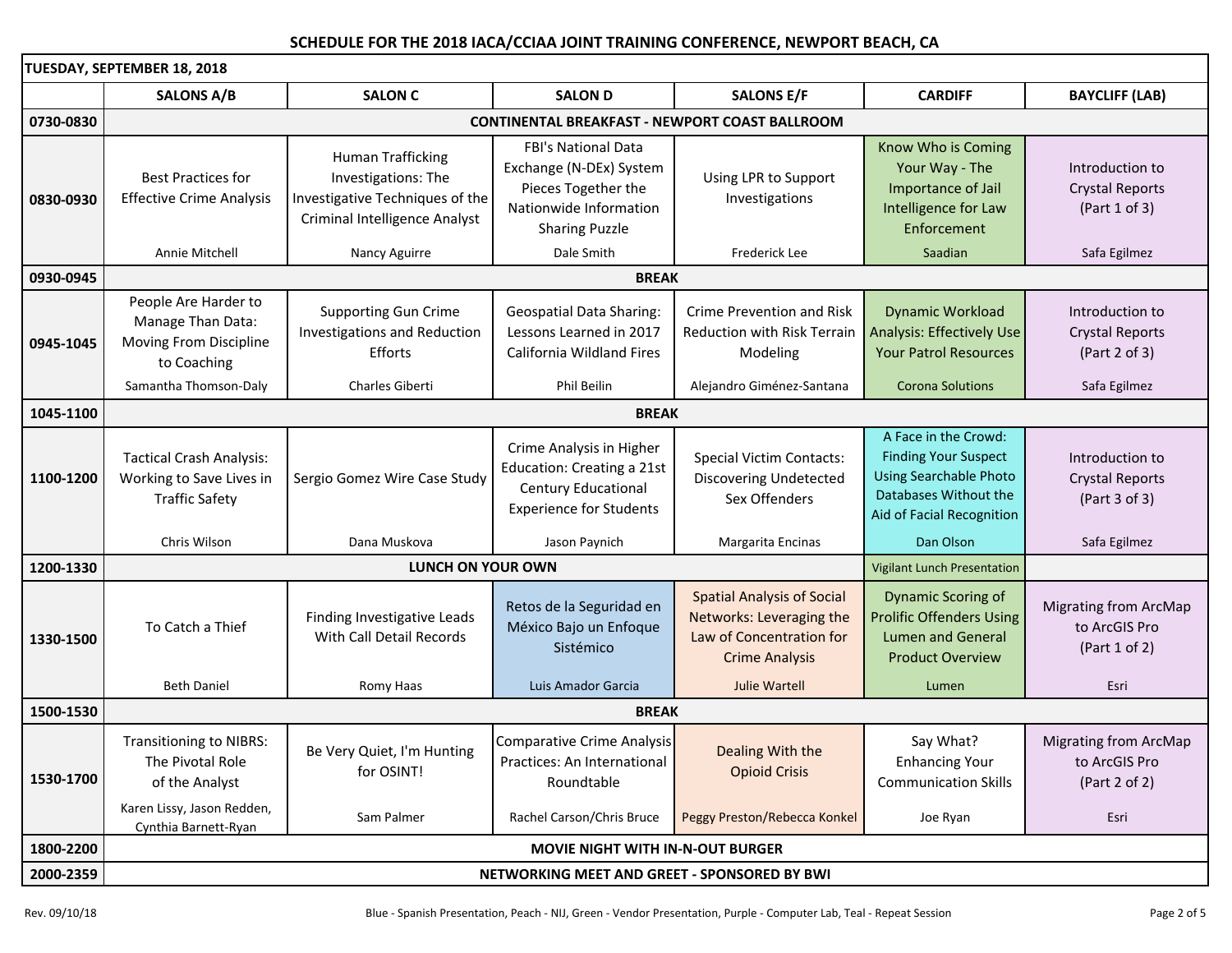## SCHEDULE FOR THE 2018 IACA/CCIAA JOINT TRAINING CONFERENCE, NEWPORT BEACH, CA

**TUESDAY, SEPTEMBER 18, 2018**

| | SALONS A/B | SALON C | SALON D | SALONS E/F | CARDIFF | BAYCLIFF (LAB) |
|---|---|---|---|---|---|---|
| **0730-0830** | **CONTINENTAL BREAKFAST - NEWPORT COAST BALLROOM** | | | | | |
| **0830-0930** | Best Practices for Effective Crime Analysis<br>Annie Mitchell | Human Trafficking Investigations: The Investigative Techniques of the Criminal Intelligence Analyst<br>Nancy Aguirre | FBI's National Data Exchange (N-DEx) System Pieces Together the Nationwide Information Sharing Puzzle<br>Dale Smith | Using LPR to Support Investigations<br>Frederick Lee | Know Who is Coming Your Way - The Importance of Jail Intelligence for Law Enforcement<br>Saadian | Introduction to Crystal Reports (Part 1 of 3)<br>Safa Egilmez |
| **0930-0945** | **BREAK** | | | | | |
| **0945-1045** | People Are Harder to Manage Than Data: Moving From Discipline to Coaching<br>Samantha Thomson-Daly | Supporting Gun Crime Investigations and Reduction Efforts<br>Charles Giberti | Geospatial Data Sharing: Lessons Learned in 2017 California Wildland Fires<br>Phil Beilin | Crime Prevention and Risk Reduction with Risk Terrain Modeling<br>Alejandro Giménez-Santana | Dynamic Workload Analysis: Effectively Use Your Patrol Resources<br>Corona Solutions | Introduction to Crystal Reports (Part 2 of 3)<br>Safa Egilmez |
| **1045-1100** | **BREAK** | | | | | |
| **1100-1200** | Tactical Crash Analysis: Working to Save Lives in Traffic Safety<br>Chris Wilson | Sergio Gomez Wire Case Study<br>Dana Muskova | Crime Analysis in Higher Education: Creating a 21st Century Educational Experience for Students<br>Jason Paynich | Special Victim Contacts: Discovering Undetected Sex Offenders<br>Margarita Encinas | A Face in the Crowd: Finding Your Suspect Using Searchable Photo Databases Without the Aid of Facial Recognition<br>Dan Olson | Introduction to Crystal Reports (Part 3 of 3)<br>Safa Egilmez |
| **1200-1330** | **LUNCH ON YOUR OWN** | | | | Vigilant Lunch Presentation | |
| **1330-1500** | To Catch a Thief<br>Beth Daniel | Finding Investigative Leads With Call Detail Records<br>Romy Haas | Retos de la Seguridad en México Bajo un Enfoque Sistémico<br>Luis Amador Garcia | Spatial Analysis of Social Networks: Leveraging the Law of Concentration for Crime Analysis<br>Julie Wartell | Dynamic Scoring of Prolific Offenders Using Lumen and General Product Overview<br>Lumen | Migrating from ArcMap to ArcGIS Pro (Part 1 of 2)<br>Esri |
| **1500-1530** | **BREAK** | | | | | |
| **1530-1700** | Transitioning to NIBRS: The Pivotal Role of the Analyst<br>Karen Lissy, Jason Redden, Cynthia Barnett-Ryan | Be Very Quiet, I'm Hunting for OSINT!<br>Sam Palmer | Comparative Crime Analysis Practices: An International Roundtable<br>Rachel Carson/Chris Bruce | Dealing With the Opioid Crisis<br>Peggy Preston/Rebecca Konkel | Say What? Enhancing Your Communication Skills<br>Joe Ryan | Migrating from ArcMap to ArcGIS Pro (Part 2 of 2)<br>Esri |
| **1800-2200** | **MOVIE NIGHT WITH IN-N-OUT BURGER** | | | | | |
| **2000-2359** | **NETWORKING MEET AND GREET - SPONSORED BY BWI** | | | | | |

Rev. 09/10/18

Blue - Spanish Presentation, Peach - NIJ, Green - Vendor Presentation, Purple - Computer Lab, Teal - Repeat Session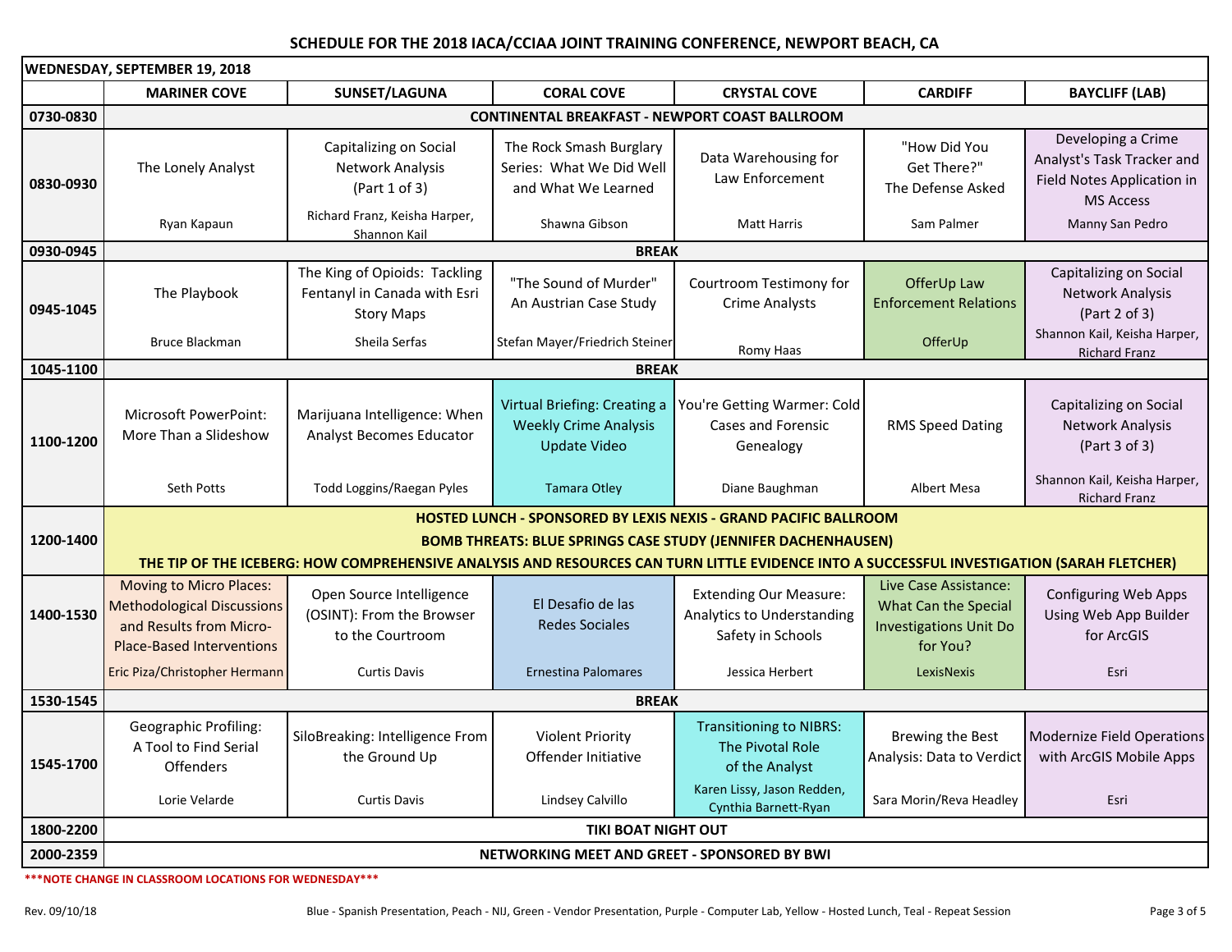## SCHEDULE FOR THE 2018 IACA/CCIAA JOINT TRAINING CONFERENCE, NEWPORT BEACH, CA

**WEDNESDAY, SEPTEMBER 19, 2018**

| | MARINER COVE | SUNSET/LAGUNA | CORAL COVE | CRYSTAL COVE | CARDIFF | BAYCLIFF (LAB) |
|---|---|---|---|---|---|---|
| 0730-0830 | CONTINENTAL BREAKFAST - NEWPORT COAST BALLROOM | | | | | |
| 0830-0930 | The Lonely Analyst<br>Ryan Kapaun | Capitalizing on Social Network Analysis (Part 1 of 3)<br>Richard Franz, Keisha Harper, Shannon Kail | The Rock Smash Burglary Series: What We Did Well and What We Learned<br>Shawna Gibson | Data Warehousing for Law Enforcement<br>Matt Harris | "How Did You Get There?" The Defense Asked<br>Sam Palmer | Developing a Crime Analyst's Task Tracker and Field Notes Application in MS Access<br>Manny San Pedro |
| 0930-0945 | BREAK | | | | | |
| 0945-1045 | The Playbook<br>Bruce Blackman | The King of Opioids: Tackling Fentanyl in Canada with Esri Story Maps<br>Sheila Serfas | "The Sound of Murder" An Austrian Case Study<br>Stefan Mayer/Friedrich Steiner | Courtroom Testimony for Crime Analysts<br>Romy Haas | OfferUp Law Enforcement Relations<br>OfferUp | Capitalizing on Social Network Analysis (Part 2 of 3)<br>Shannon Kail, Keisha Harper, Richard Franz |
| 1045-1100 | BREAK | | | | | |
| 1100-1200 | Microsoft PowerPoint: More Than a Slideshow<br>Seth Potts | Marijuana Intelligence: When Analyst Becomes Educator<br>Todd Loggins/Raegan Pyles | Virtual Briefing: Creating a Weekly Crime Analysis Update Video<br>Tamara Otley | You're Getting Warmer: Cold Cases and Forensic Genealogy<br>Diane Baughman | RMS Speed Dating<br>Albert Mesa | Capitalizing on Social Network Analysis (Part 3 of 3)<br>Shannon Kail, Keisha Harper, Richard Franz |
| 1200-1400 | HOSTED LUNCH - SPONSORED BY LEXIS NEXIS - GRAND PACIFIC BALLROOM<br>BOMB THREATS: BLUE SPRINGS CASE STUDY (JENNIFER DACHENHAUSEN)<br>THE TIP OF THE ICEBERG: HOW COMPREHENSIVE ANALYSIS AND RESOURCES CAN TURN LITTLE EVIDENCE INTO A SUCCESSFUL INVESTIGATION (SARAH FLETCHER) | | | | | |
| 1400-1530 | Moving to Micro Places: Methodological Discussions and Results from Micro-Place-Based Interventions<br>Eric Piza/Christopher Hermann | Open Source Intelligence (OSINT): From the Browser to the Courtroom<br>Curtis Davis | El Desafio de las Redes Sociales<br>Ernestina Palomares | Extending Our Measure: Analytics to Understanding Safety in Schools<br>Jessica Herbert | Live Case Assistance: What Can the Special Investigations Unit Do for You?<br>LexisNexis | Configuring Web Apps Using Web App Builder for ArcGIS<br>Esri |
| 1530-1545 | BREAK | | | | | |
| 1545-1700 | Geographic Profiling: A Tool to Find Serial Offenders<br>Lorie Velarde | SiloBreaking: Intelligence From the Ground Up<br>Curtis Davis | Violent Priority Offender Initiative<br>Lindsey Calvillo | Transitioning to NIBRS: The Pivotal Role of the Analyst<br>Karen Lissy, Jason Redden, Cynthia Barnett-Ryan | Brewing the Best Analysis: Data to Verdict<br>Sara Morin/Reva Headley | Modernize Field Operations with ArcGIS Mobile Apps<br>Esri |
| 1800-2200 | TIKI BOAT NIGHT OUT | | | | | |
| 2000-2359 | NETWORKING MEET AND GREET - SPONSORED BY BWI | | | | | |

***NOTE CHANGE IN CLASSROOM LOCATIONS FOR WEDNESDAY***

Rev. 09/10/18

Blue - Spanish Presentation, Peach - NIJ, Green - Vendor Presentation, Purple - Computer Lab, Yellow - Hosted Lunch, Teal - Repeat Session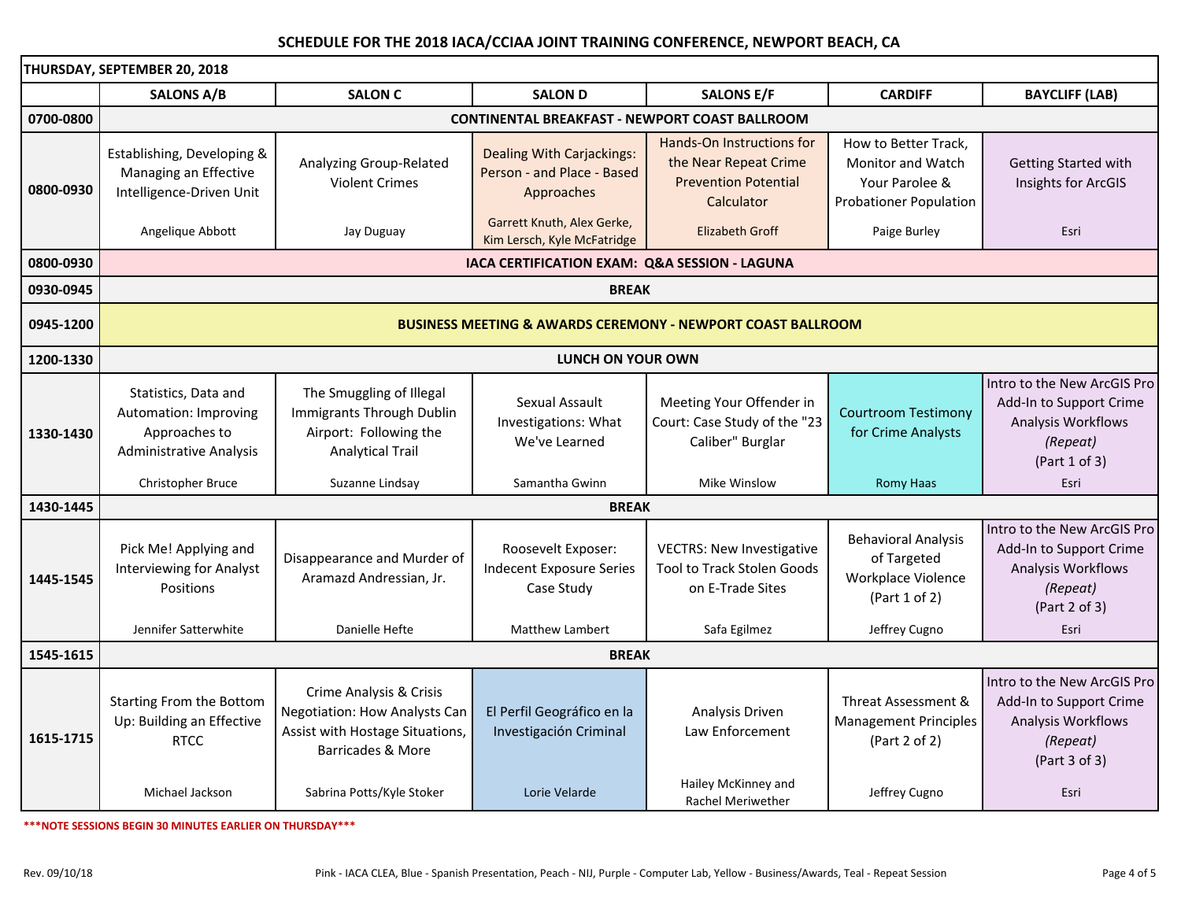# SCHEDULE FOR THE 2018 IACA/CCIAA JOINT TRAINING CONFERENCE, NEWPORT BEACH, CA

| THURSDAY, SEPTEMBER 20, 2018 | | | | | | |
|---|---|---|---|---|---|---|
| | **SALONS A/B** | **SALON C** | **SALON D** | **SALONS E/F** | **CARDIFF** | **BAYCLIFF (LAB)** |
| **0700-0800** | **CONTINENTAL BREAKFAST - NEWPORT COAST BALLROOM** | | | | | |
| **0800-0930** | Establishing, Developing & Managing an Effective Intelligence-Driven Unit<br><br>Angelique Abbott | Analyzing Group-Related Violent Crimes<br><br>Jay Duguay | Dealing With Carjackings: Person - and Place - Based Approaches<br><br>Garrett Knuth, Alex Gerke, Kim Lersch, Kyle McFatridge | Hands-On Instructions for the Near Repeat Crime Prevention Potential Calculator<br><br>Elizabeth Groff | How to Better Track, Monitor and Watch Your Parolee & Probationer Population<br><br>Paige Burley | Getting Started with Insights for ArcGIS<br><br>Esri |
| **0800-0930** | **IACA CERTIFICATION EXAM: Q&A SESSION - LAGUNA** | | | | | |
| **0930-0945** | **BREAK** | | | | | |
| **0945-1200** | **BUSINESS MEETING & AWARDS CEREMONY - NEWPORT COAST BALLROOM** | | | | | |
| **1200-1330** | **LUNCH ON YOUR OWN** | | | | | |
| **1330-1430** | Statistics, Data and Automation: Improving Approaches to Administrative Analysis<br><br>Christopher Bruce | The Smuggling of Illegal Immigrants Through Dublin Airport: Following the Analytical Trail<br><br>Suzanne Lindsay | Sexual Assault Investigations: What We've Learned<br><br>Samantha Gwinn | Meeting Your Offender in Court: Case Study of the "23 Caliber" Burglar<br><br>Mike Winslow | Courtroom Testimony for Crime Analysts<br><br>Romy Haas | Intro to the New ArcGIS Pro Add-In to Support Crime Analysis Workflows *(Repeat)* (Part 1 of 3)<br><br>Esri |
| **1430-1445** | **BREAK** | | | | | |
| **1445-1545** | Pick Me! Applying and Interviewing for Analyst Positions<br><br>Jennifer Satterwhite | Disappearance and Murder of Aramazd Andressian, Jr.<br><br>Danielle Hefte | Roosevelt Exposer: Indecent Exposure Series Case Study<br><br>Matthew Lambert | VECTRS: New Investigative Tool to Track Stolen Goods on E-Trade Sites<br><br>Safa Egilmez | Behavioral Analysis of Targeted Workplace Violence (Part 1 of 2)<br><br>Jeffrey Cugno | Intro to the New ArcGIS Pro Add-In to Support Crime Analysis Workflows *(Repeat)* (Part 2 of 3)<br><br>Esri |
| **1545-1615** | **BREAK** | | | | | |
| **1615-1715** | Starting From the Bottom Up: Building an Effective RTCC<br><br>Michael Jackson | Crime Analysis & Crisis Negotiation: How Analysts Can Assist with Hostage Situations, Barricades & More<br><br>Sabrina Potts/Kyle Stoker | El Perfil Geográfico en la Investigación Criminal<br><br>Lorie Velarde | Analysis Driven Law Enforcement<br><br>Hailey McKinney and Rachel Meriwether | Threat Assessment & Management Principles (Part 2 of 2)<br><br>Jeffrey Cugno | Intro to the New ArcGIS Pro Add-In to Support Crime Analysis Workflows *(Repeat)* (Part 3 of 3)<br><br>Esri |

*****NOTE SESSIONS BEGIN 30 MINUTES EARLIER ON THURSDAY*****

Rev. 09/10/18

Pink - IACA CLEA, Blue - Spanish Presentation, Peach - NIJ, Purple - Computer Lab, Yellow - Business/Awards, Teal - Repeat Session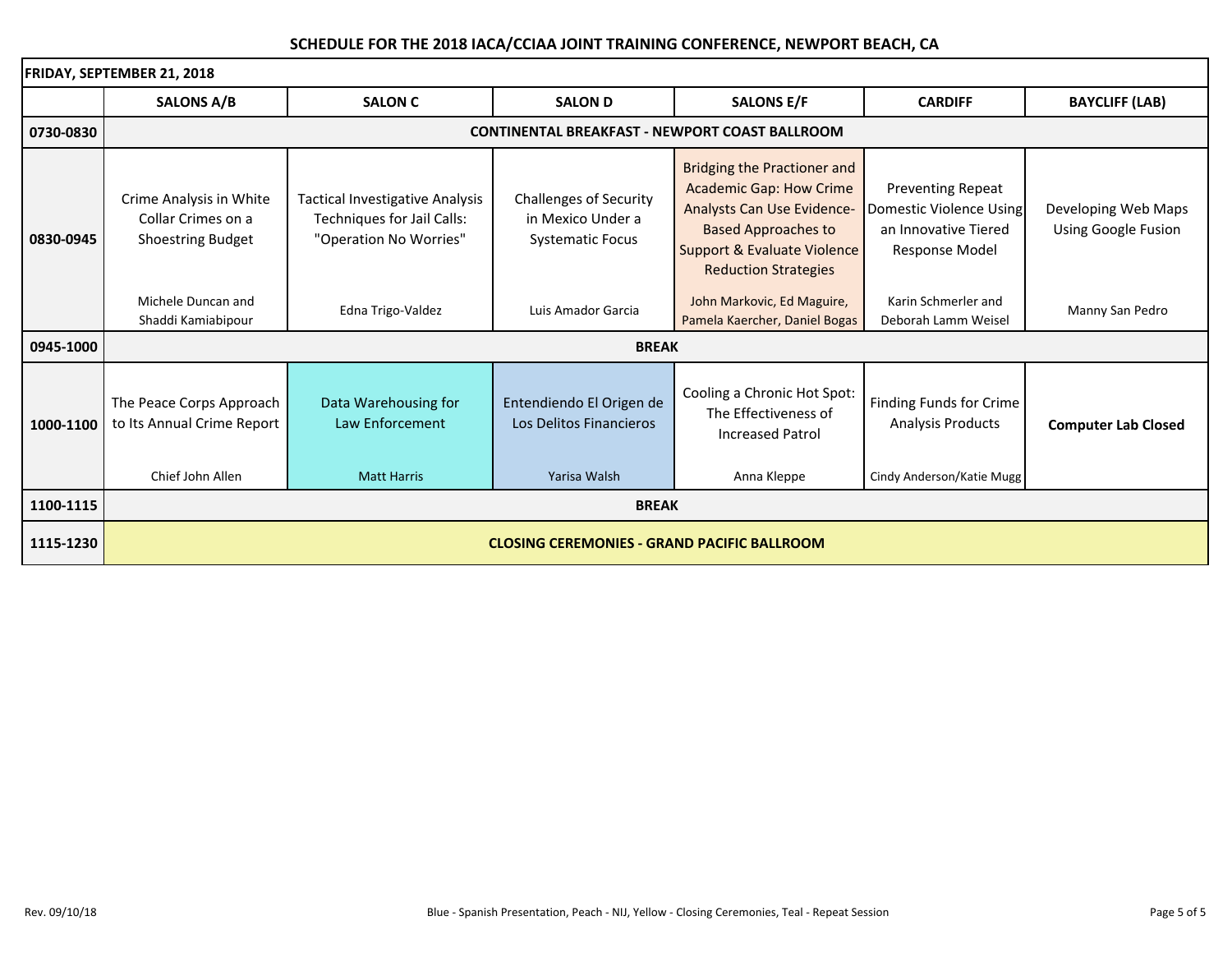# SCHEDULE FOR THE 2018 IACA/CCIAA JOINT TRAINING CONFERENCE, NEWPORT BEACH, CA

| FRIDAY, SEPTEMBER 21, 2018 | | | | | | |
|---|---|---|---|---|---|---|
| | **SALONS A/B** | **SALON C** | **SALON D** | **SALONS E/F** | **CARDIFF** | **BAYCLIFF (LAB)** |
| **0730-0830** | **CONTINENTAL BREAKFAST - NEWPORT COAST BALLROOM** | | | | | |
| **0830-0945** | Crime Analysis in White Collar Crimes on a Shoestring Budget<br><br>Michele Duncan and Shaddi Kamiabipour | Tactical Investigative Analysis Techniques for Jail Calls: "Operation No Worries"<br><br>Edna Trigo-Valdez | Challenges of Security in Mexico Under a Systematic Focus<br><br>Luis Amador Garcia | Bridging the Practioner and Academic Gap: How Crime Analysts Can Use Evidence-Based Approaches to Support & Evaluate Violence Reduction Strategies<br><br>John Markovic, Ed Maguire, Pamela Kaercher, Daniel Bogas | Preventing Repeat Domestic Violence Using an Innovative Tiered Response Model<br><br>Karin Schmerler and Deborah Lamm Weisel | Developing Web Maps Using Google Fusion<br><br>Manny San Pedro |
| **0945-1000** | **BREAK** | | | | | |
| **1000-1100** | The Peace Corps Approach to Its Annual Crime Report<br><br>Chief John Allen | Data Warehousing for Law Enforcement<br><br>Matt Harris | Entendiendo El Origen de Los Delitos Financieros<br><br>Yarisa Walsh | Cooling a Chronic Hot Spot: The Effectiveness of Increased Patrol<br><br>Anna Kleppe | Finding Funds for Crime Analysis Products<br><br>Cindy Anderson/Katie Mugg | **Computer Lab Closed** |
| **1100-1115** | **BREAK** | | | | | |
| **1115-1230** | **CLOSING CEREMONIES - GRAND PACIFIC BALLROOM** | | | | | |

Rev. 09/10/18

Blue - Spanish Presentation, Peach - NIJ, Yellow - Closing Ceremonies, Teal - Repeat Session